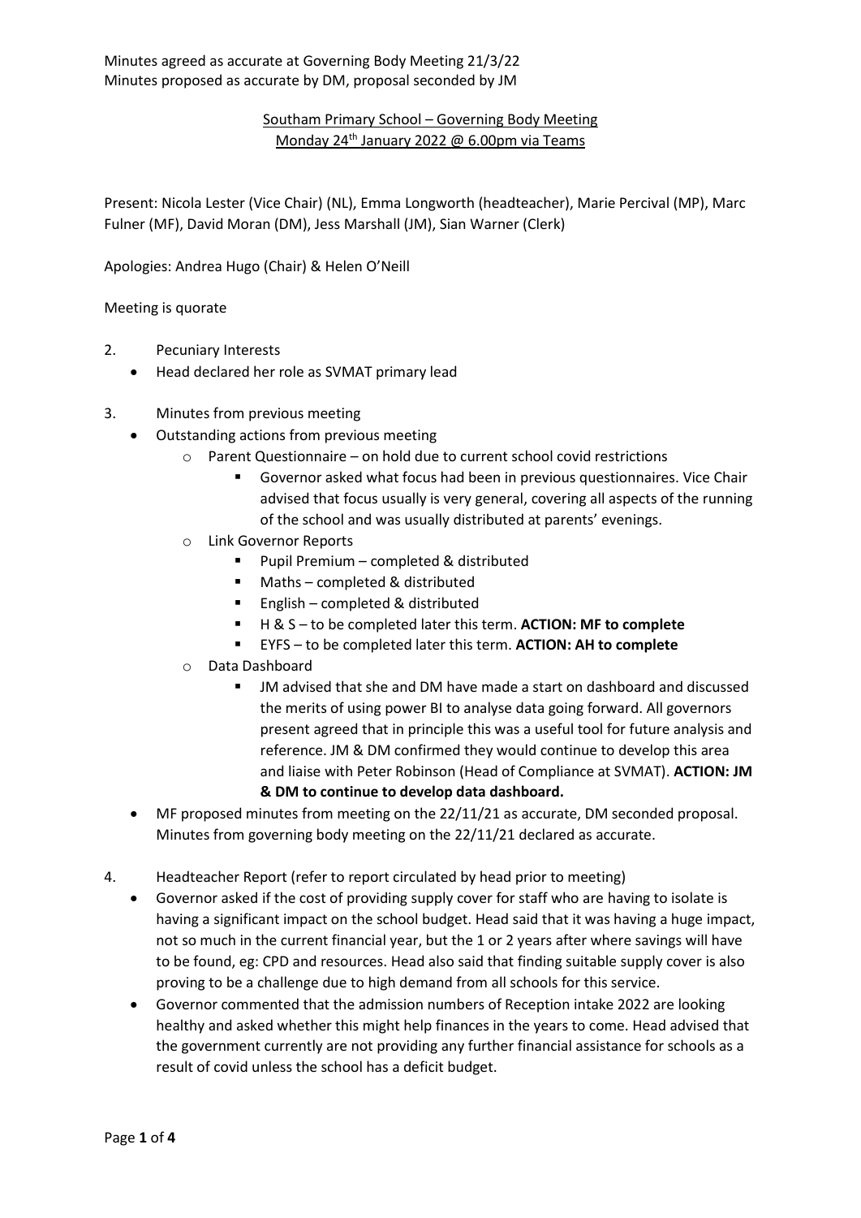Minutes agreed as accurate at Governing Body Meeting 21/3/22
Minutes proposed as accurate by DM, proposal seconded by JM

<u>Southam Primary School – Governing Body Meeting</u>
<u>Monday 24th January 2022 @ 6.00pm via Teams</u>

Present: Nicola Lester (Vice Chair) (NL), Emma Longworth (headteacher), Marie Percival (MP), Marc Fulner (MF), David Moran (DM), Jess Marshall (JM), Sian Warner (Clerk)

Apologies: Andrea Hugo (Chair) & Helen O'Neill

Meeting is quorate

2. Pecuniary Interests
   - Head declared her role as SVMAT primary lead

3. Minutes from previous meeting
   - Outstanding actions from previous meeting
     - Parent Questionnaire – on hold due to current school covid restrictions
       - Governor asked what focus had been in previous questionnaires. Vice Chair advised that focus usually is very general, covering all aspects of the running of the school and was usually distributed at parents' evenings.
     - Link Governor Reports
       - Pupil Premium – completed & distributed
       - Maths – completed & distributed
       - English – completed & distributed
       - H & S – to be completed later this term. **ACTION: MF to complete**
       - EYFS – to be completed later this term. **ACTION: AH to complete**
     - Data Dashboard
       - JM advised that she and DM have made a start on dashboard and discussed the merits of using power BI to analyse data going forward. All governors present agreed that in principle this was a useful tool for future analysis and reference. JM & DM confirmed they would continue to develop this area and liaise with Peter Robinson (Head of Compliance at SVMAT). **ACTION: JM & DM to continue to develop data dashboard.**
   - MF proposed minutes from meeting on the 22/11/21 as accurate, DM seconded proposal. Minutes from governing body meeting on the 22/11/21 declared as accurate.

4. Headteacher Report (refer to report circulated by head prior to meeting)
   - Governor asked if the cost of providing supply cover for staff who are having to isolate is having a significant impact on the school budget. Head said that it was having a huge impact, not so much in the current financial year, but the 1 or 2 years after where savings will have to be found, eg: CPD and resources. Head also said that finding suitable supply cover is also proving to be a challenge due to high demand from all schools for this service.
   - Governor commented that the admission numbers of Reception intake 2022 are looking healthy and asked whether this might help finances in the years to come. Head advised that the government currently are not providing any further financial assistance for schools as a result of covid unless the school has a deficit budget.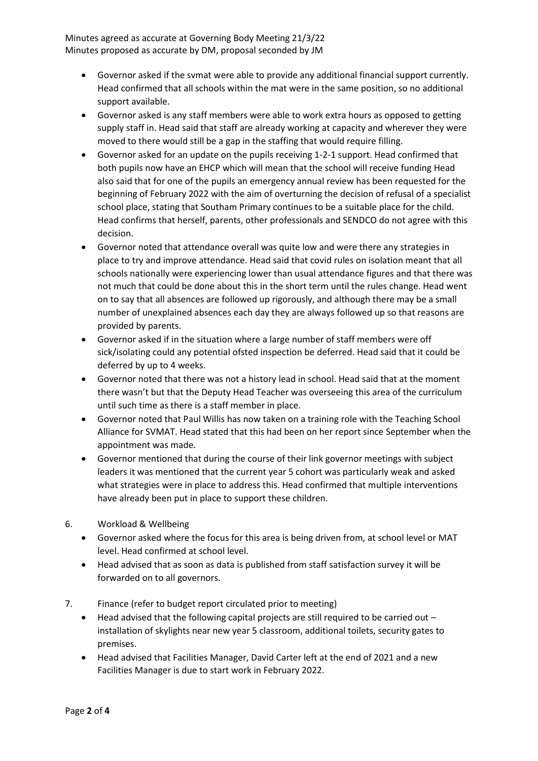Minutes agreed as accurate at Governing Body Meeting 21/3/22
Minutes proposed as accurate by DM, proposal seconded by JM

- Governor asked if the svmat were able to provide any additional financial support currently. Head confirmed that all schools within the mat were in the same position, so no additional support available.
- Governor asked is any staff members were able to work extra hours as opposed to getting supply staff in. Head said that staff are already working at capacity and wherever they were moved to there would still be a gap in the staffing that would require filling.
- Governor asked for an update on the pupils receiving 1-2-1 support. Head confirmed that both pupils now have an EHCP which will mean that the school will receive funding Head also said that for one of the pupils an emergency annual review has been requested for the beginning of February 2022 with the aim of overturning the decision of refusal of a specialist school place, stating that Southam Primary continues to be a suitable place for the child. Head confirms that herself, parents, other professionals and SENDCO do not agree with this decision.
- Governor noted that attendance overall was quite low and were there any strategies in place to try and improve attendance. Head said that covid rules on isolation meant that all schools nationally were experiencing lower than usual attendance figures and that there was not much that could be done about this in the short term until the rules change. Head went on to say that all absences are followed up rigorously, and although there may be a small number of unexplained absences each day they are always followed up so that reasons are provided by parents.
- Governor asked if in the situation where a large number of staff members were off sick/isolating could any potential ofsted inspection be deferred. Head said that it could be deferred by up to 4 weeks.
- Governor noted that there was not a history lead in school. Head said that at the moment there wasn't but that the Deputy Head Teacher was overseeing this area of the curriculum until such time as there is a staff member in place.
- Governor noted that Paul Willis has now taken on a training role with the Teaching School Alliance for SVMAT. Head stated that this had been on her report since September when the appointment was made.
- Governor mentioned that during the course of their link governor meetings with subject leaders it was mentioned that the current year 5 cohort was particularly weak and asked what strategies were in place to address this. Head confirmed that multiple interventions have already been put in place to support these children.

6. Workload & Wellbeing
   - Governor asked where the focus for this area is being driven from, at school level or MAT level. Head confirmed at school level.
   - Head advised that as soon as data is published from staff satisfaction survey it will be forwarded on to all governors.

7. Finance (refer to budget report circulated prior to meeting)
   - Head advised that the following capital projects are still required to be carried out – installation of skylights near new year 5 classroom, additional toilets, security gates to premises.
   - Head advised that Facilities Manager, David Carter left at the end of 2021 and a new Facilities Manager is due to start work in February 2022.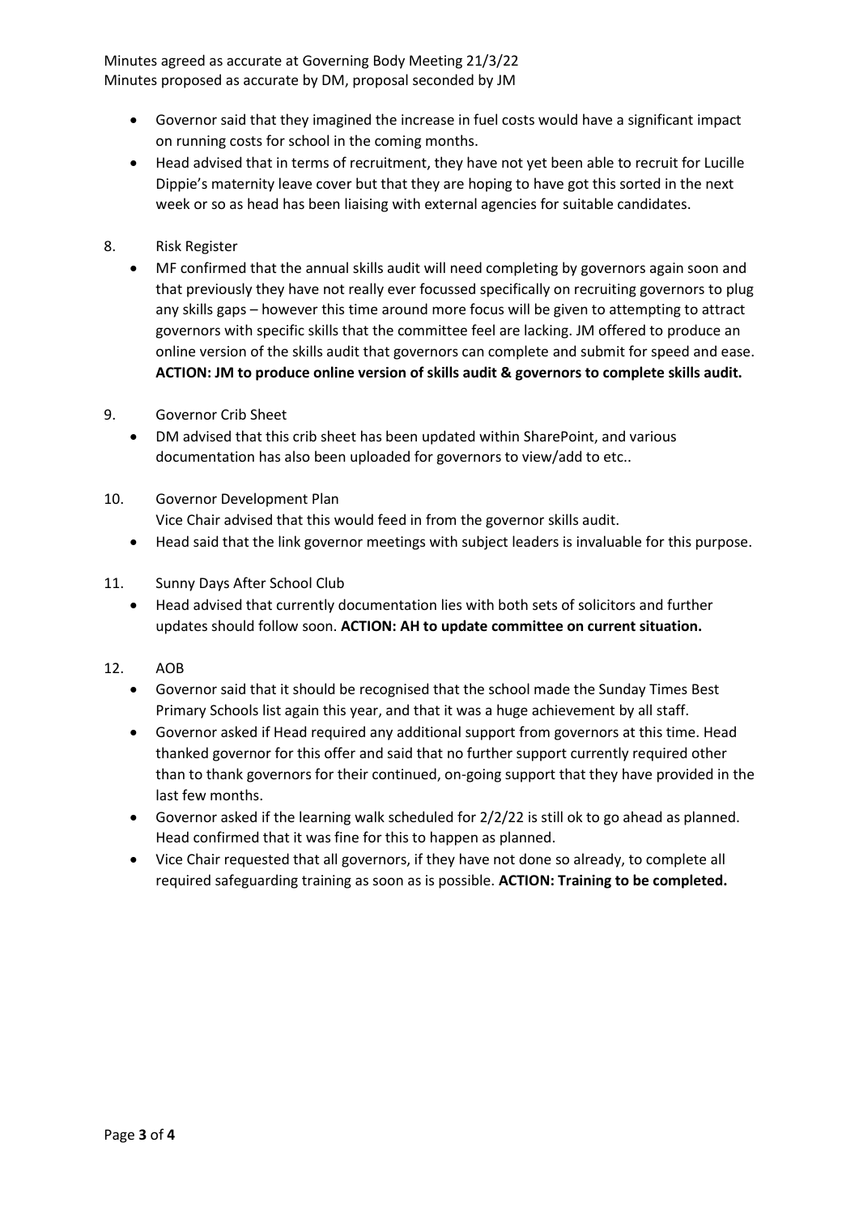Minutes agreed as accurate at Governing Body Meeting 21/3/22
Minutes proposed as accurate by DM, proposal seconded by JM

- Governor said that they imagined the increase in fuel costs would have a significant impact on running costs for school in the coming months.
- Head advised that in terms of recruitment, they have not yet been able to recruit for Lucille Dippie's maternity leave cover but that they are hoping to have got this sorted in the next week or so as head has been liaising with external agencies for suitable candidates.

8. Risk Register
   - MF confirmed that the annual skills audit will need completing by governors again soon and that previously they have not really ever focussed specifically on recruiting governors to plug any skills gaps – however this time around more focus will be given to attempting to attract governors with specific skills that the committee feel are lacking. JM offered to produce an online version of the skills audit that governors can complete and submit for speed and ease. **ACTION: JM to produce online version of skills audit & governors to complete skills audit.**

9. Governor Crib Sheet
   - DM advised that this crib sheet has been updated within SharePoint, and various documentation has also been uploaded for governors to view/add to etc..

10. Governor Development Plan

    Vice Chair advised that this would feed in from the governor skills audit.
    - Head said that the link governor meetings with subject leaders is invaluable for this purpose.

11. Sunny Days After School Club
    - Head advised that currently documentation lies with both sets of solicitors and further updates should follow soon. **ACTION: AH to update committee on current situation.**

12. AOB
    - Governor said that it should be recognised that the school made the Sunday Times Best Primary Schools list again this year, and that it was a huge achievement by all staff.
    - Governor asked if Head required any additional support from governors at this time. Head thanked governor for this offer and said that no further support currently required other than to thank governors for their continued, on-going support that they have provided in the last few months.
    - Governor asked if the learning walk scheduled for 2/2/22 is still ok to go ahead as planned. Head confirmed that it was fine for this to happen as planned.
    - Vice Chair requested that all governors, if they have not done so already, to complete all required safeguarding training as soon as is possible. **ACTION: Training to be completed.**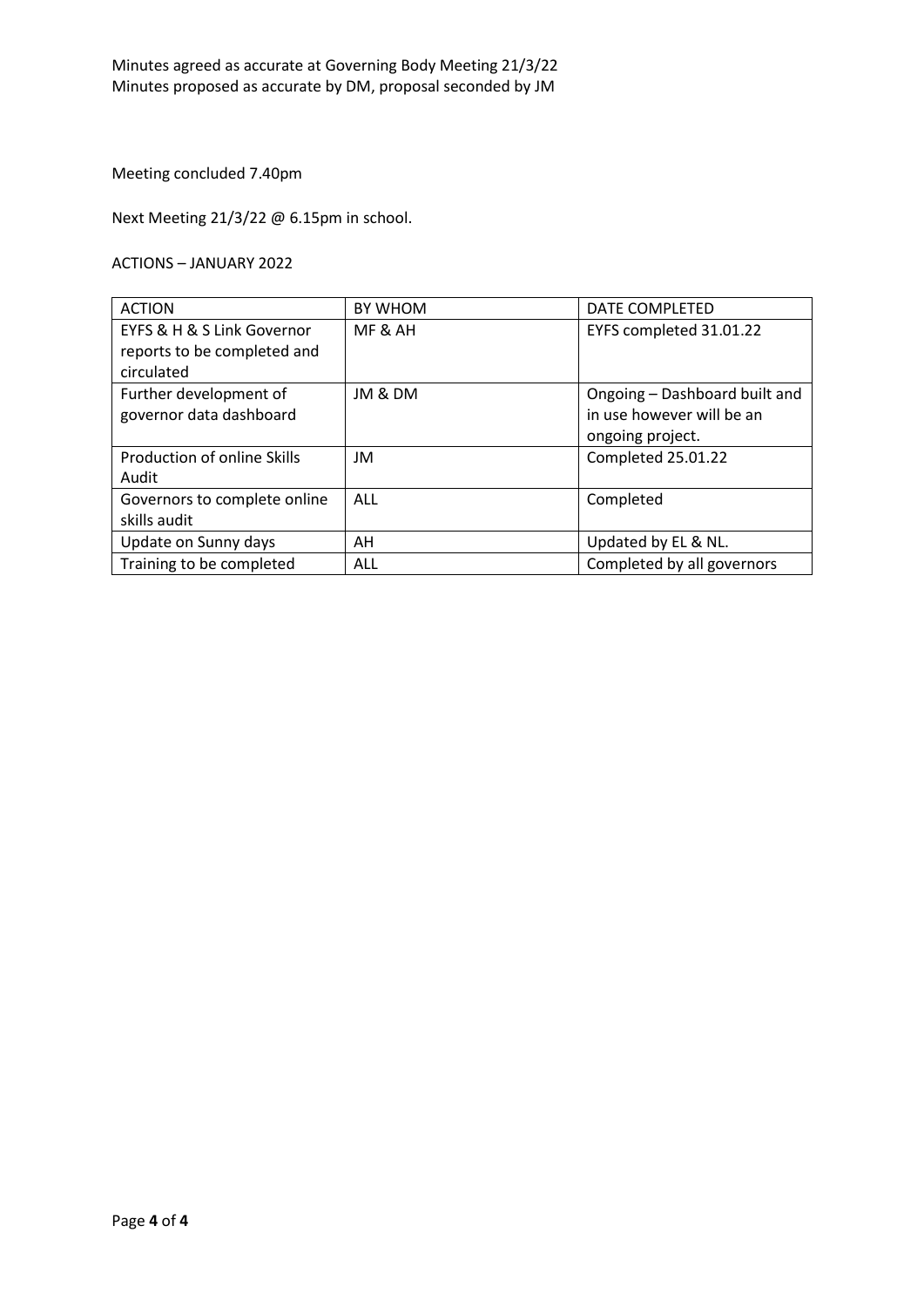Minutes agreed as accurate at Governing Body Meeting 21/3/22
Minutes proposed as accurate by DM, proposal seconded by JM

Meeting concluded 7.40pm

Next Meeting 21/3/22 @ 6.15pm in school.

ACTIONS – JANUARY 2022

| ACTION | BY WHOM | DATE COMPLETED |
|---|---|---|
| EYFS & H & S Link Governor reports to be completed and circulated | MF & AH | EYFS completed 31.01.22 |
| Further development of governor data dashboard | JM & DM | Ongoing – Dashboard built and in use however will be an ongoing project. |
| Production of online Skills Audit | JM | Completed 25.01.22 |
| Governors to complete online skills audit | ALL | Completed |
| Update on Sunny days | AH | Updated by EL & NL. |
| Training to be completed | ALL | Completed by all governors |